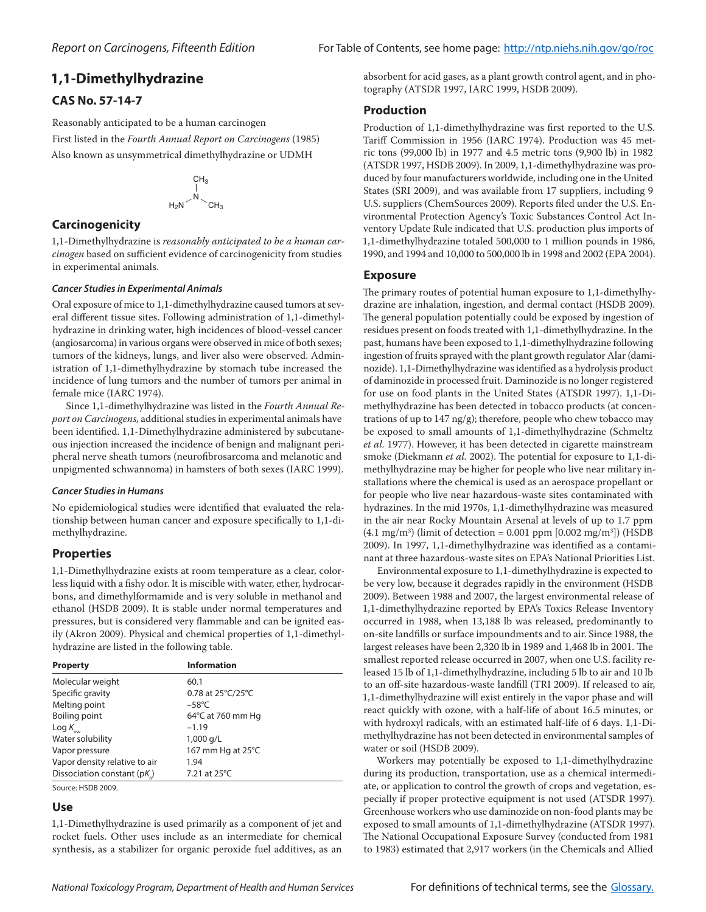# 1,1-Dimethylhydrazine

## CAS No. 57-14-7

Reasonably anticipated to be a human carcinogen

First listed in the *Fourth Annual Report on Carcinogens* (1985)

Also known as unsymmetrical dimethylhydrazine or UDMH

## Carcinogenicity

1,1-Dimethylhydrazine is *reasonably anticipated to be a human carcinogen* based on sufficient evidence of carcinogenicity from studies in experimental animals.

### *Cancer Studies in Experimental Animals*

Oral exposure of mice to 1,1-dimethylhydrazine caused tumors at several different tissue sites. Following administration of 1,1-dimethylhydrazine in drinking water, high incidences of blood-vessel cancer (angiosarcoma) in various organs were observed in mice of both sexes; tumors of the kidneys, lungs, and liver also were observed. Administration of 1,1-dimethylhydrazine by stomach tube increased the incidence of lung tumors and the number of tumors per animal in female mice (IARC 1974).

Since 1,1-dimethylhydrazine was listed in the *Fourth Annual Report on Carcinogens,* additional studies in experimental animals have been identified. 1,1-Dimethylhydrazine administered by subcutaneous injection increased the incidence of benign and malignant peripheral nerve sheath tumors (neurofibrosarcoma and melanotic and unpigmented schwannoma) in hamsters of both sexes (IARC 1999).

### *Cancer Studies in Humans*

No epidemiological studies were identified that evaluated the relationship between human cancer and exposure specifically to 1,1-dimethylhydrazine.

## Properties

1,1-Dimethylhydrazine exists at room temperature as a clear, colorless liquid with a fishy odor. It is miscible with water, ether, hydrocarbons, and dimethylformamide and is very soluble in methanol and ethanol (HSDB 2009). It is stable under normal temperatures and pressures, but is considered very flammable and can be ignited easily (Akron 2009). Physical and chemical properties of 1,1-dimethylhydrazine are listed in the following table.

| Property | Information |
|---|---|
| Molecular weight | 60.1 |
| Specific gravity | 0.78 at 25°C/25°C |
| Melting point | –58°C |
| Boiling point | 64°C at 760 mm Hg |
| Log $K_{ow}$ | –1.19 |
| Water solubility | 1,000 g/L |
| Vapor pressure | 167 mm Hg at 25°C |
| Vapor density relative to air | 1.94 |
| Dissociation constant ($pK_a$) | 7.21 at 25°C |

Source: HSDB 2009.

## Use

1,1-Dimethylhydrazine is used primarily as a component of jet and rocket fuels. Other uses include as an intermediate for chemical synthesis, as a stabilizer for organic peroxide fuel additives, as an absorbent for acid gases, as a plant growth control agent, and in photography (ATSDR 1997, IARC 1999, HSDB 2009).

## Production

Production of 1,1-dimethylhydrazine was first reported to the U.S. Tariff Commission in 1956 (IARC 1974). Production was 45 metric tons (99,000 lb) in 1977 and 4.5 metric tons (9,900 lb) in 1982 (ATSDR 1997, HSDB 2009). In 2009, 1,1-dimethylhydrazine was produced by four manufacturers worldwide, including one in the United States (SRI 2009), and was available from 17 suppliers, including 9 U.S. suppliers (ChemSources 2009). Reports filed under the U.S. Environmental Protection Agency's Toxic Substances Control Act Inventory Update Rule indicated that U.S. production plus imports of 1,1-dimethylhydrazine totaled 500,000 to 1 million pounds in 1986, 1990, and 1994 and 10,000 to 500,000 lb in 1998 and 2002 (EPA 2004).

## Exposure

The primary routes of potential human exposure to 1,1-dimethylhydrazine are inhalation, ingestion, and dermal contact (HSDB 2009). The general population potentially could be exposed by ingestion of residues present on foods treated with 1,1-dimethylhydrazine. In the past, humans have been exposed to 1,1-dimethylhydrazine following ingestion of fruits sprayed with the plant growth regulator Alar (daminozide). 1,1-Dimethylhydrazine was identified as a hydrolysis product of daminozide in processed fruit. Daminozide is no longer registered for use on food plants in the United States (ATSDR 1997). 1,1-Dimethylhydrazine has been detected in tobacco products (at concentrations of up to 147 ng/g); therefore, people who chew tobacco may be exposed to small amounts of 1,1-dimethylhydrazine (Schmeltz *et al.* 1977). However, it has been detected in cigarette mainstream smoke (Diekmann *et al.* 2002). The potential for exposure to 1,1-dimethylhydrazine may be higher for people who live near military installations where the chemical is used as an aerospace propellant or for people who live near hazardous-waste sites contaminated with hydrazines. In the mid 1970s, 1,1-dimethylhydrazine was measured in the air near Rocky Mountain Arsenal at levels of up to 1.7 ppm (4.1 mg/m$^3$) (limit of detection = 0.001 ppm [0.002 mg/m$^3$]) (HSDB 2009). In 1997, 1,1-dimethylhydrazine was identified as a contaminant at three hazardous-waste sites on EPA's National Priorities List.

Environmental exposure to 1,1-dimethylhydrazine is expected to be very low, because it degrades rapidly in the environment (HSDB 2009). Between 1988 and 2007, the largest environmental release of 1,1-dimethylhydrazine reported by EPA's Toxics Release Inventory occurred in 1988, when 13,188 lb was released, predominantly to on-site landfills or surface impoundments and to air. Since 1988, the largest releases have been 2,320 lb in 1989 and 1,468 lb in 2001. The smallest reported release occurred in 2007, when one U.S. facility released 15 lb of 1,1-dimethylhydrazine, including 5 lb to air and 10 lb to an off-site hazardous-waste landfill (TRI 2009). If released to air, 1,1-dimethylhydrazine will exist entirely in the vapor phase and will react quickly with ozone, with a half-life of about 16.5 minutes, or with hydroxyl radicals, with an estimated half-life of 6 days. 1,1-Dimethylhydrazine has not been detected in environmental samples of water or soil (HSDB 2009).

Workers may potentially be exposed to 1,1-dimethylhydrazine during its production, transportation, use as a chemical intermediate, or application to control the growth of crops and vegetation, especially if proper protective equipment is not used (ATSDR 1997). Greenhouse workers who use daminozide on non-food plants may be exposed to small amounts of 1,1-dimethylhydrazine (ATSDR 1997). The National Occupational Exposure Survey (conducted from 1981 to 1983) estimated that 2,917 workers (in the Chemicals and Allied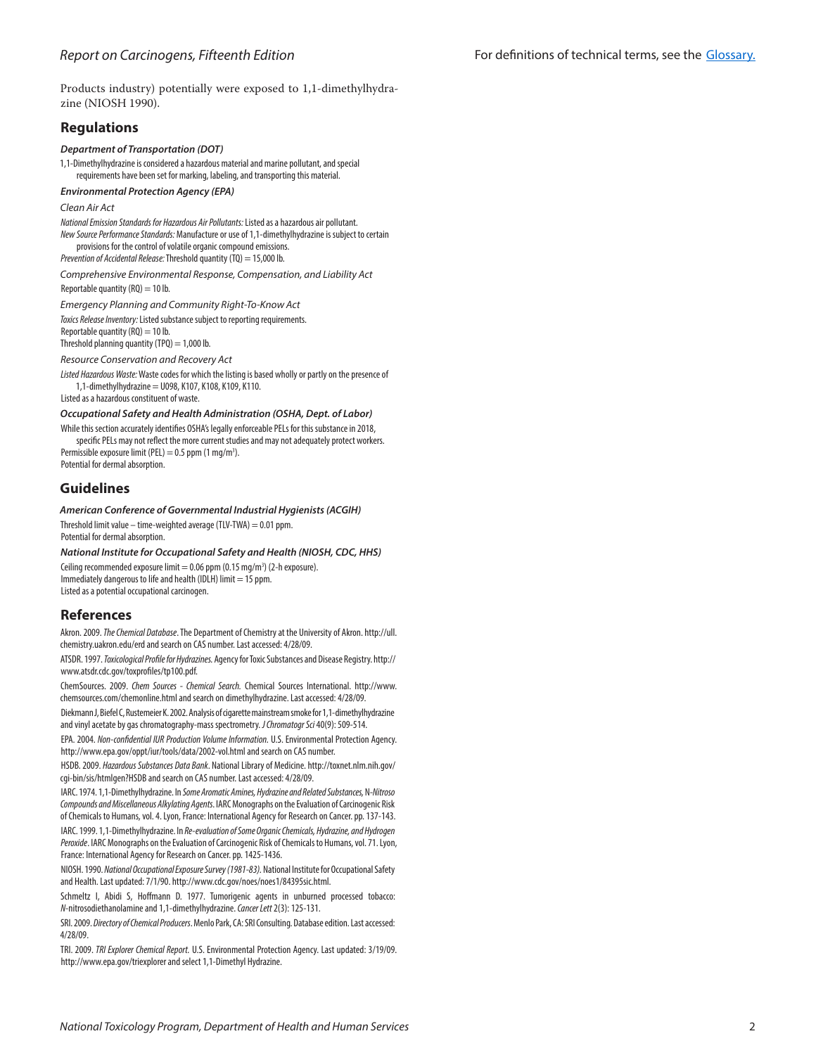Products industry) potentially were exposed to 1,1-dimethylhydrazine (NIOSH 1990).

## Regulations

### *Department of Transportation (DOT)*

1,1-Dimethylhydrazine is considered a hazardous material and marine pollutant, and special requirements have been set for marking, labeling, and transporting this material.

### *Environmental Protection Agency (EPA)*

*Clean Air Act*

*National Emission Standards for Hazardous Air Pollutants:* Listed as a hazardous air pollutant.
*New Source Performance Standards:* Manufacture or use of 1,1-dimethylhydrazine is subject to certain provisions for the control of volatile organic compound emissions.
*Prevention of Accidental Release:* Threshold quantity (TQ) = 15,000 lb.

*Comprehensive Environmental Response, Compensation, and Liability Act*

Reportable quantity (RQ) = 10 lb.

*Emergency Planning and Community Right-To-Know Act*

*Toxics Release Inventory:* Listed substance subject to reporting requirements.
Reportable quantity (RQ) = 10 lb.
Threshold planning quantity (TPQ) = 1,000 lb.

*Resource Conservation and Recovery Act*

*Listed Hazardous Waste:* Waste codes for which the listing is based wholly or partly on the presence of 1,1-dimethylhydrazine = U098, K107, K108, K109, K110.
Listed as a hazardous constituent of waste.

### *Occupational Safety and Health Administration (OSHA, Dept. of Labor)*

While this section accurately identifies OSHA's legally enforceable PELs for this substance in 2018, specific PELs may not reflect the more current studies and may not adequately protect workers.
Permissible exposure limit (PEL) = 0.5 ppm (1 mg/m$^3$).
Potential for dermal absorption.

## Guidelines

### *American Conference of Governmental Industrial Hygienists (ACGIH)*

Threshold limit value – time-weighted average (TLV-TWA) = 0.01 ppm.
Potential for dermal absorption.

### *National Institute for Occupational Safety and Health (NIOSH, CDC, HHS)*

Ceiling recommended exposure limit = 0.06 ppm (0.15 mg/m$^3$) (2-h exposure).
Immediately dangerous to life and health (IDLH) limit = 15 ppm.
Listed as a potential occupational carcinogen.

## References

Akron. 2009. *The Chemical Database*. The Department of Chemistry at the University of Akron. http://ull.chemistry.uakron.edu/erd and search on CAS number. Last accessed: 4/28/09.

ATSDR. 1997. *Toxicological Profile for Hydrazines.* Agency for Toxic Substances and Disease Registry. http://www.atsdr.cdc.gov/toxprofiles/tp100.pdf.

ChemSources. 2009. *Chem Sources - Chemical Search.* Chemical Sources International. http://www.chemsources.com/chemonline.html and search on dimethylhydrazine. Last accessed: 4/28/09.

Diekmann J, Biefel C, Rustemeier K. 2002. Analysis of cigarette mainstream smoke for 1,1-dimethylhydrazine and vinyl acetate by gas chromatography-mass spectrometry. *J Chromatogr Sci* 40(9): 509-514.

EPA. 2004. *Non-confidential IUR Production Volume Information.* U.S. Environmental Protection Agency. http://www.epa.gov/oppt/iur/tools/data/2002-vol.html and search on CAS number.

HSDB. 2009. *Hazardous Substances Data Bank*. National Library of Medicine. http://toxnet.nlm.nih.gov/cgi-bin/sis/htmlgen?HSDB and search on CAS number. Last accessed: 4/28/09.

IARC. 1974. 1,1-Dimethylhydrazine. In *Some Aromatic Amines, Hydrazine and Related Substances,* N*-Nitroso Compounds and Miscellaneous Alkylating Agents*. IARC Monographs on the Evaluation of Carcinogenic Risk of Chemicals to Humans, vol. 4. Lyon, France: International Agency for Research on Cancer. pp. 137-143.

IARC. 1999. 1,1-Dimethylhydrazine. In *Re-evaluation of Some Organic Chemicals, Hydrazine, and Hydrogen Peroxide*. IARC Monographs on the Evaluation of Carcinogenic Risk of Chemicals to Humans, vol. 71. Lyon, France: International Agency for Research on Cancer. pp. 1425-1436.

NIOSH. 1990. *National Occupational Exposure Survey (1981-83).* National Institute for Occupational Safety and Health. Last updated: 7/1/90. http://www.cdc.gov/noes/noes1/84395sic.html.

Schmeltz I, Abidi S, Hoffmann D. 1977. Tumorigenic agents in unburned processed tobacco: *N*-nitrosodiethanolamine and 1,1-dimethylhydrazine. *Cancer Lett* 2(3): 125-131.

SRI. 2009. *Directory of Chemical Producers*. Menlo Park, CA: SRI Consulting. Database edition. Last accessed: 4/28/09.

TRI. 2009. *TRI Explorer Chemical Report.* U.S. Environmental Protection Agency. Last updated: 3/19/09. http://www.epa.gov/triexplorer and select 1,1-Dimethyl Hydrazine.